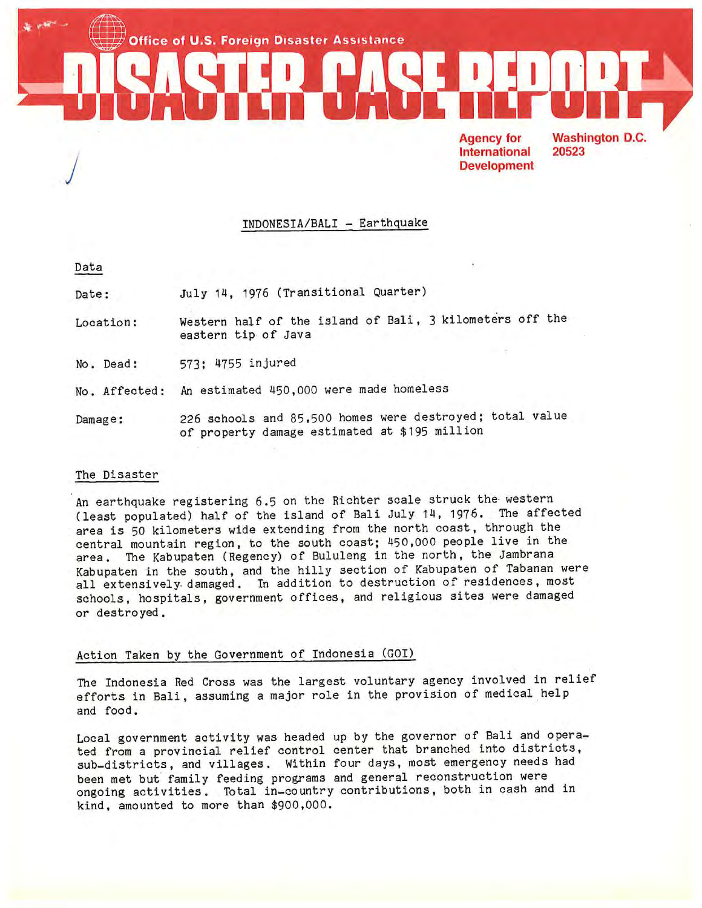Office of U.S. Foreign Disaster Assistance

# DISASTER CASE REPORT

Agency for International Development

Washington D.C. 20523

## INDONESIA/BALI - Earthquake

### Data

| | |
|---|---|
| Date: | July 14, 1976 (Transitional Quarter) |
| Location: | Western half of the island of Bali, 3 kilometers off the eastern tip of Java |
| No. Dead: | 573; 4755 injured |
| No. Affected: | An estimated 450,000 were made homeless |
| Damage: | 226 schools and 85,500 homes were destroyed; total value of property damage estimated at $195 million |

### The Disaster

An earthquake registering 6.5 on the Richter scale struck the western (least populated) half of the island of Bali July 14, 1976. The affected area is 50 kilometers wide extending from the north coast, through the central mountain region, to the south coast; 450,000 people live in the area. The Kabupaten (Regency) of Bululeng in the north, the Jambrana Kabupaten in the south, and the hilly section of Kabupaten of Tabanan were all extensively damaged. In addition to destruction of residences, most schools, hospitals, government offices, and religious sites were damaged or destroyed.

### Action Taken by the Government of Indonesia (GOI)

The Indonesia Red Cross was the largest voluntary agency involved in relief efforts in Bali, assuming a major role in the provision of medical help and food.

Local government activity was headed up by the governor of Bali and operated from a provincial relief control center that branched into districts, sub-districts, and villages. Within four days, most emergency needs had been met but family feeding programs and general reconstruction were ongoing activities. Total in-country contributions, both in cash and in kind, amounted to more than $900,000.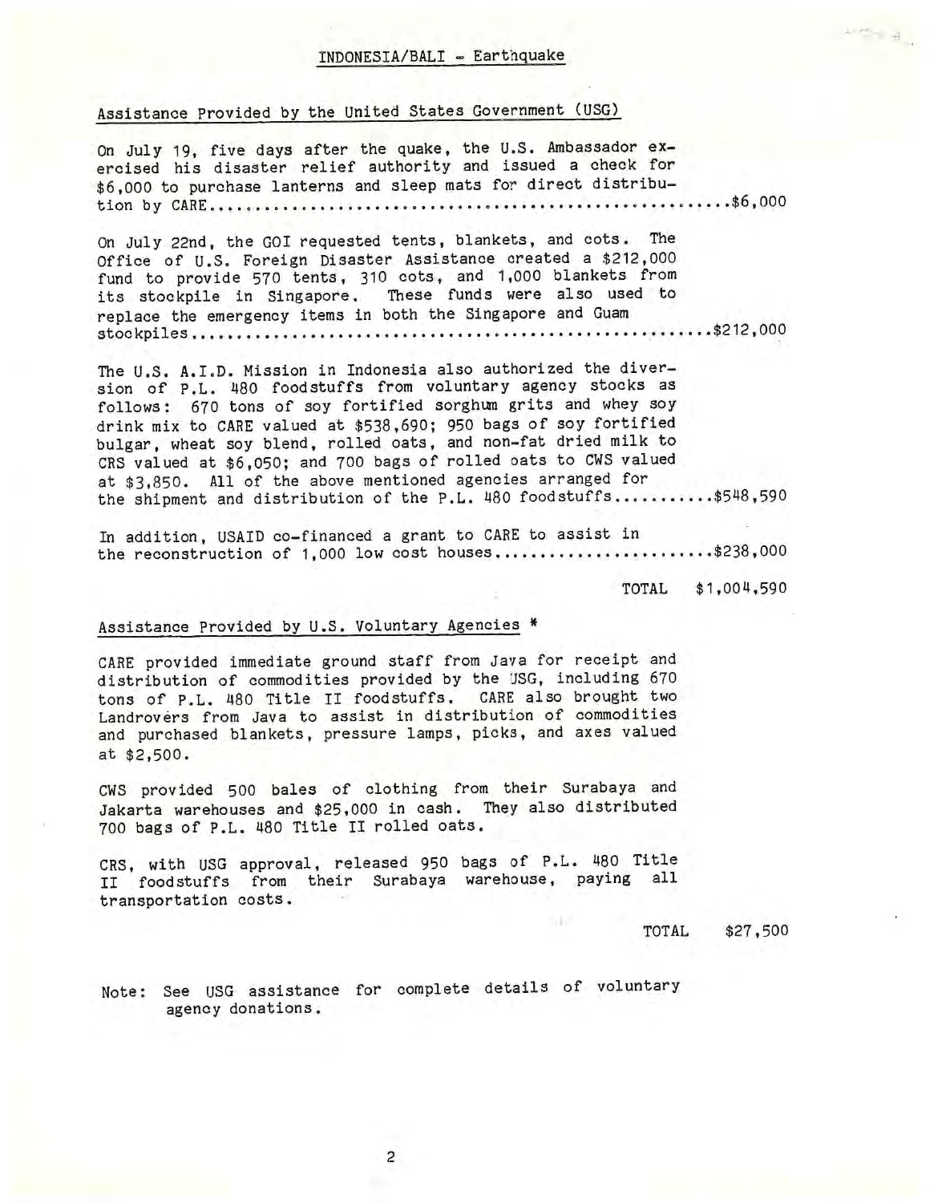INDONESIA/BALI - Earthquake

## Assistance Provided by the United States Government (USG)

On July 19, five days after the quake, the U.S. Ambassador exercised his disaster relief authority and issued a check for \$6,000 to purchase lanterns and sleep mats for direct distribution by CARE........................................................\$6,000

On July 22nd, the GOI requested tents, blankets, and cots. The Office of U.S. Foreign Disaster Assistance created a \$212,000 fund to provide 570 tents, 310 cots, and 1,000 blankets from its stockpile in Singapore. These funds were also used to replace the emergency items in both the Singapore and Guam stockpiles........................................................\$212,000

The U.S. A.I.D. Mission in Indonesia also authorized the diversion of P.L. 480 foodstuffs from voluntary agency stocks as follows: 670 tons of soy fortified sorghum grits and whey soy drink mix to CARE valued at \$538,690; 950 bags of soy fortified bulgar, wheat soy blend, rolled oats, and non-fat dried milk to CRS valued at \$6,050; and 700 bags of rolled oats to CWS valued at \$3,850. All of the above mentioned agencies arranged for the shipment and distribution of the P.L. 480 foodstuffs...........\$548,590

In addition, USAID co-financed a grant to CARE to assist in the reconstruction of 1,000 low cost houses........................\$238,000

TOTAL \$1,004,590

## Assistance Provided by U.S. Voluntary Agencies *

CARE provided immediate ground staff from Java for receipt and distribution of commodities provided by the USG, including 670 tons of P.L. 480 Title II foodstuffs. CARE also brought two Landrovers from Java to assist in distribution of commodities and purchased blankets, pressure lamps, picks, and axes valued at \$2,500.

CWS provided 500 bales of clothing from their Surabaya and Jakarta warehouses and \$25,000 in cash. They also distributed 700 bags of P.L. 480 Title II rolled oats.

CRS, with USG approval, released 950 bags of P.L. 480 Title II foodstuffs from their Surabaya warehouse, paying all transportation costs.

TOTAL \$27,500

Note: See USG assistance for complete details of voluntary agency donations.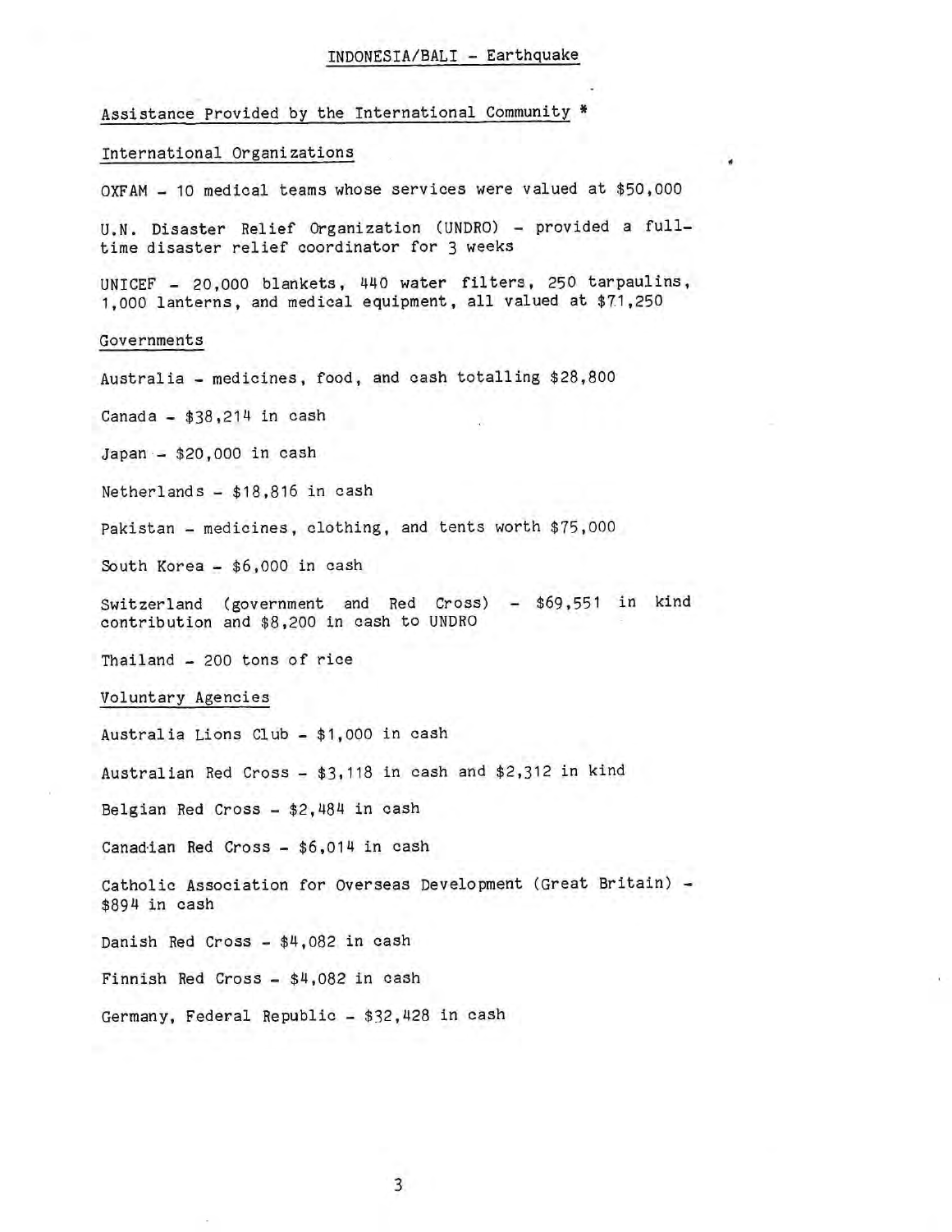## INDONESIA/BALI - Earthquake

### Assistance Provided by the International Community *

#### International Organizations

OXFAM - 10 medical teams whose services were valued at $50,000

U.N. Disaster Relief Organization (UNDRO) - provided a full-time disaster relief coordinator for 3 weeks

UNICEF - 20,000 blankets, 440 water filters, 250 tarpaulins, 1,000 lanterns, and medical equipment, all valued at $71,250

#### Governments

Australia - medicines, food, and cash totalling $28,800

Canada - $38,214 in cash

Japan - $20,000 in cash

Netherlands - $18,816 in cash

Pakistan - medicines, clothing, and tents worth $75,000

South Korea - $6,000 in cash

Switzerland (government and Red Cross) - $69,551 in kind contribution and $8,200 in cash to UNDRO

Thailand - 200 tons of rice

#### Voluntary Agencies

Australia Lions Club - $1,000 in cash

Australian Red Cross - $3,118 in cash and $2,312 in kind

Belgian Red Cross - $2,484 in cash

Canadian Red Cross - $6,014 in cash

Catholic Association for Overseas Development (Great Britain) - $894 in cash

Danish Red Cross - $4,082 in cash

Finnish Red Cross - $4,082 in cash

Germany, Federal Republic - $32,428 in cash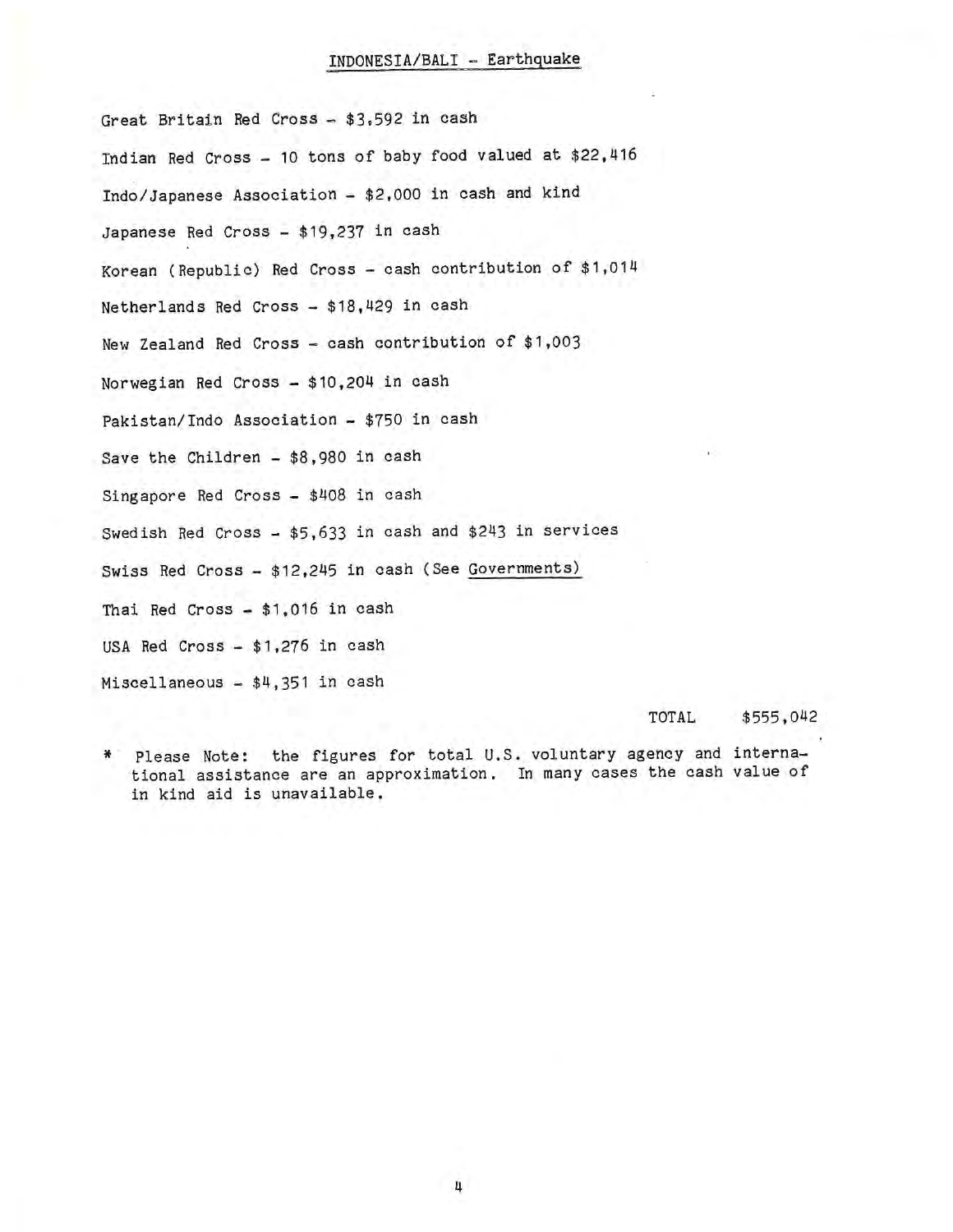## INDONESIA/BALI - Earthquake

Great Britain Red Cross - $3,592 in cash

Indian Red Cross - 10 tons of baby food valued at $22,416

Indo/Japanese Association - $2,000 in cash and kind

Japanese Red Cross - $19,237 in cash

Korean (Republic) Red Cross - cash contribution of $1,014

Netherlands Red Cross - $18,429 in cash

New Zealand Red Cross - cash contribution of $1,003

Norwegian Red Cross - $10,204 in cash

Pakistan/Indo Association - $750 in cash

Save the Children - $8,980 in cash

Singapore Red Cross - $408 in cash

Swedish Red Cross - $5,633 in cash and $243 in services

Swiss Red Cross - $12,245 in cash (See Governments)

Thai Red Cross - $1,016 in cash

USA Red Cross - $1,276 in cash

Miscellaneous - $4,351 in cash

TOTAL $555,042

* Please Note: the figures for total U.S. voluntary agency and international assistance are an approximation. In many cases the cash value of in kind aid is unavailable.